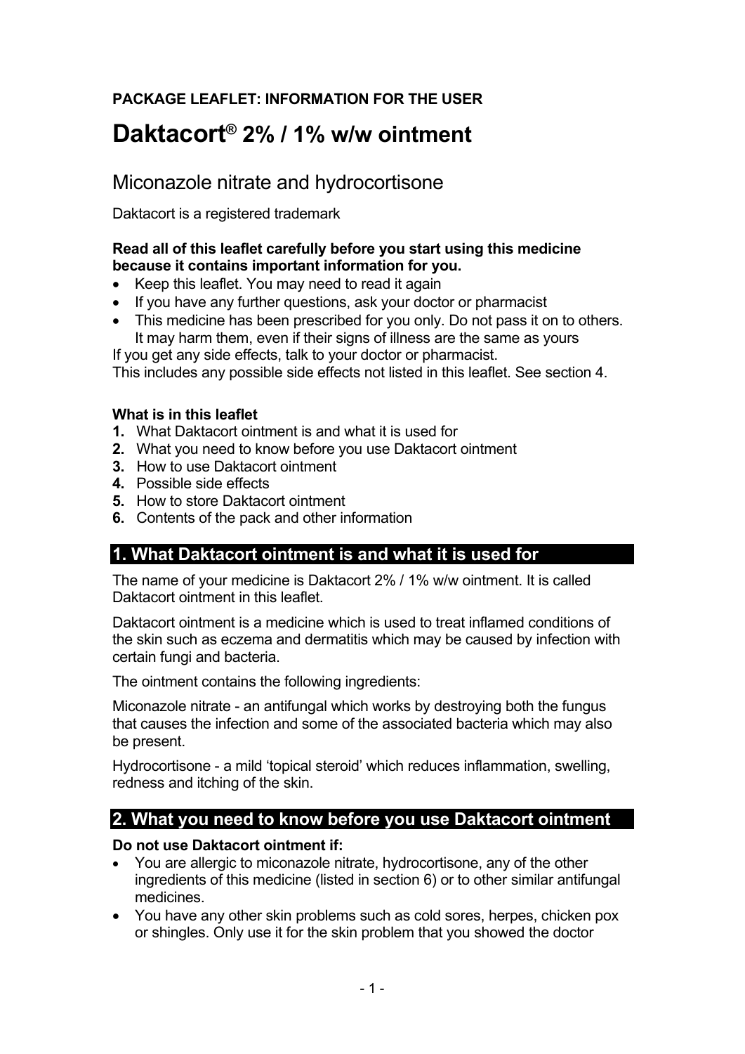**PACKAGE LEAFLET: INFORMATION FOR THE USER**

# Daktacort® 2% / 1% w/w ointment

## Miconazole nitrate and hydrocortisone

Daktacort is a registered trademark

**Read all of this leaflet carefully before you start using this medicine because it contains important information for you.**

- Keep this leaflet. You may need to read it again
- If you have any further questions, ask your doctor or pharmacist
- This medicine has been prescribed for you only. Do not pass it on to others. It may harm them, even if their signs of illness are the same as yours

If you get any side effects, talk to your doctor or pharmacist.
This includes any possible side effects not listed in this leaflet. See section 4.

**What is in this leaflet**

1. What Daktacort ointment is and what it is used for
2. What you need to know before you use Daktacort ointment
3. How to use Daktacort ointment
4. Possible side effects
5. How to store Daktacort ointment
6. Contents of the pack and other information

## 1. What Daktacort ointment is and what it is used for

The name of your medicine is Daktacort 2% / 1% w/w ointment. It is called Daktacort ointment in this leaflet.

Daktacort ointment is a medicine which is used to treat inflamed conditions of the skin such as eczema and dermatitis which may be caused by infection with certain fungi and bacteria.

The ointment contains the following ingredients:

Miconazole nitrate - an antifungal which works by destroying both the fungus that causes the infection and some of the associated bacteria which may also be present.

Hydrocortisone - a mild 'topical steroid' which reduces inflammation, swelling, redness and itching of the skin.

## 2. What you need to know before you use Daktacort ointment

**Do not use Daktacort ointment if:**

- You are allergic to miconazole nitrate, hydrocortisone, any of the other ingredients of this medicine (listed in section 6) or to other similar antifungal medicines.
- You have any other skin problems such as cold sores, herpes, chicken pox or shingles. Only use it for the skin problem that you showed the doctor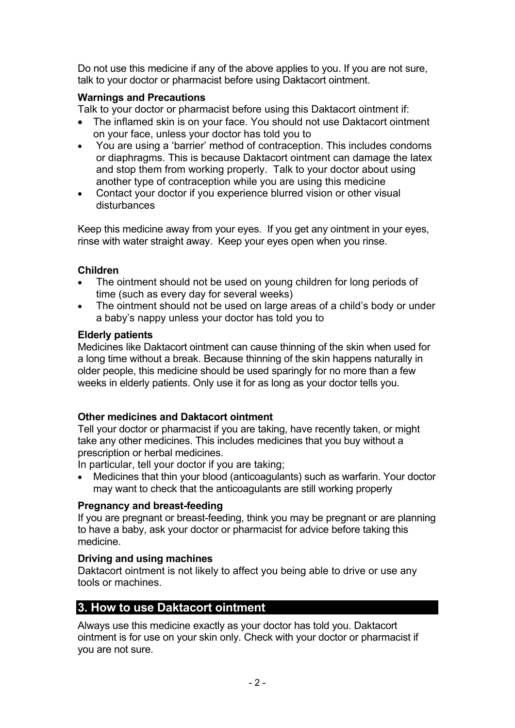Do not use this medicine if any of the above applies to you. If you are not sure, talk to your doctor or pharmacist before using Daktacort ointment.

**Warnings and Precautions**

Talk to your doctor or pharmacist before using this Daktacort ointment if:

- The inflamed skin is on your face. You should not use Daktacort ointment on your face, unless your doctor has told you to
- You are using a 'barrier' method of contraception. This includes condoms or diaphragms. This is because Daktacort ointment can damage the latex and stop them from working properly. Talk to your doctor about using another type of contraception while you are using this medicine
- Contact your doctor if you experience blurred vision or other visual disturbances

Keep this medicine away from your eyes. If you get any ointment in your eyes, rinse with water straight away. Keep your eyes open when you rinse.

**Children**

- The ointment should not be used on young children for long periods of time (such as every day for several weeks)
- The ointment should not be used on large areas of a child's body or under a baby's nappy unless your doctor has told you to

**Elderly patients**

Medicines like Daktacort ointment can cause thinning of the skin when used for a long time without a break. Because thinning of the skin happens naturally in older people, this medicine should be used sparingly for no more than a few weeks in elderly patients. Only use it for as long as your doctor tells you.

**Other medicines and Daktacort ointment**

Tell your doctor or pharmacist if you are taking, have recently taken, or might take any other medicines. This includes medicines that you buy without a prescription or herbal medicines.

In particular, tell your doctor if you are taking;

- Medicines that thin your blood (anticoagulants) such as warfarin. Your doctor may want to check that the anticoagulants are still working properly

**Pregnancy and breast-feeding**

If you are pregnant or breast-feeding, think you may be pregnant or are planning to have a baby, ask your doctor or pharmacist for advice before taking this medicine.

**Driving and using machines**

Daktacort ointment is not likely to affect you being able to drive or use any tools or machines.

## 3. How to use Daktacort ointment

Always use this medicine exactly as your doctor has told you. Daktacort ointment is for use on your skin only. Check with your doctor or pharmacist if you are not sure.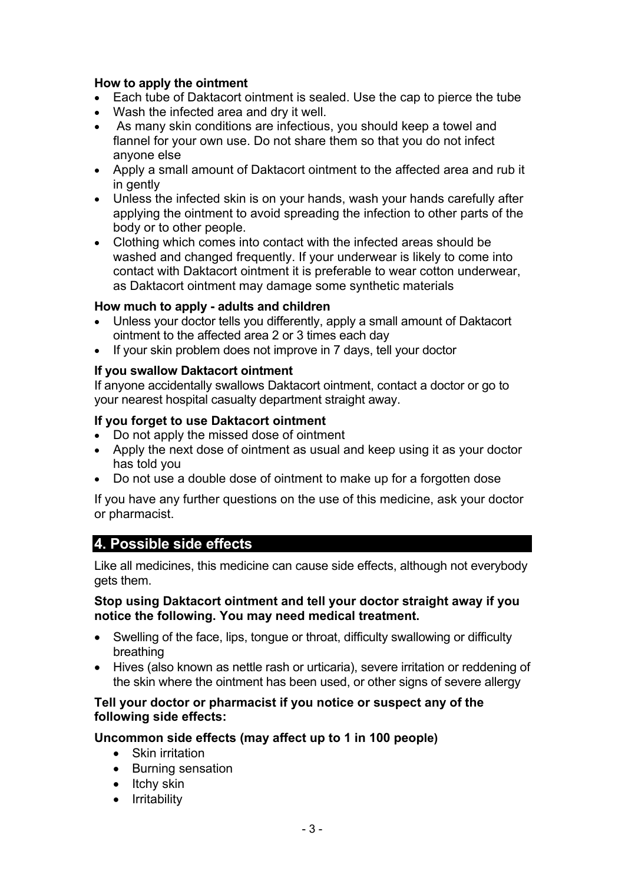**How to apply the ointment**

- Each tube of Daktacort ointment is sealed. Use the cap to pierce the tube
- Wash the infected area and dry it well.
- As many skin conditions are infectious, you should keep a towel and flannel for your own use. Do not share them so that you do not infect anyone else
- Apply a small amount of Daktacort ointment to the affected area and rub it in gently
- Unless the infected skin is on your hands, wash your hands carefully after applying the ointment to avoid spreading the infection to other parts of the body or to other people.
- Clothing which comes into contact with the infected areas should be washed and changed frequently. If your underwear is likely to come into contact with Daktacort ointment it is preferable to wear cotton underwear, as Daktacort ointment may damage some synthetic materials

**How much to apply - adults and children**

- Unless your doctor tells you differently, apply a small amount of Daktacort ointment to the affected area 2 or 3 times each day
- If your skin problem does not improve in 7 days, tell your doctor

**If you swallow Daktacort ointment**

If anyone accidentally swallows Daktacort ointment, contact a doctor or go to your nearest hospital casualty department straight away.

**If you forget to use Daktacort ointment**

- Do not apply the missed dose of ointment
- Apply the next dose of ointment as usual and keep using it as your doctor has told you
- Do not use a double dose of ointment to make up for a forgotten dose

If you have any further questions on the use of this medicine, ask your doctor or pharmacist.

## 4. Possible side effects

Like all medicines, this medicine can cause side effects, although not everybody gets them.

**Stop using Daktacort ointment and tell your doctor straight away if you notice the following. You may need medical treatment.**

- Swelling of the face, lips, tongue or throat, difficulty swallowing or difficulty breathing
- Hives (also known as nettle rash or urticaria), severe irritation or reddening of the skin where the ointment has been used, or other signs of severe allergy

**Tell your doctor or pharmacist if you notice or suspect any of the following side effects:**

**Uncommon side effects (may affect up to 1 in 100 people)**

- Skin irritation
- Burning sensation
- Itchy skin
- Irritability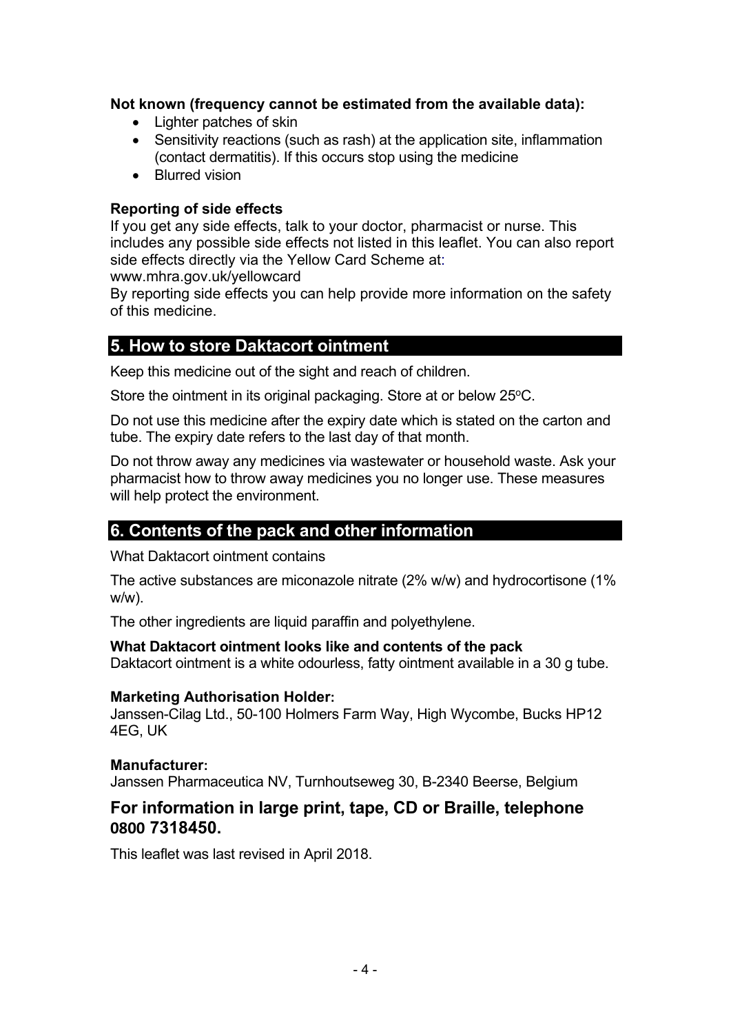**Not known (frequency cannot be estimated from the available data):**

- Lighter patches of skin
- Sensitivity reactions (such as rash) at the application site, inflammation (contact dermatitis). If this occurs stop using the medicine
- Blurred vision

**Reporting of side effects**

If you get any side effects, talk to your doctor, pharmacist or nurse. This includes any possible side effects not listed in this leaflet. You can also report side effects directly via the Yellow Card Scheme at:
www.mhra.gov.uk/yellowcard

By reporting side effects you can help provide more information on the safety of this medicine.

## 5. How to store Daktacort ointment

Keep this medicine out of the sight and reach of children.

Store the ointment in its original packaging. Store at or below 25°C.

Do not use this medicine after the expiry date which is stated on the carton and tube. The expiry date refers to the last day of that month.

Do not throw away any medicines via wastewater or household waste. Ask your pharmacist how to throw away medicines you no longer use. These measures will help protect the environment.

## 6. Contents of the pack and other information

What Daktacort ointment contains

The active substances are miconazole nitrate (2% w/w) and hydrocortisone (1% w/w).

The other ingredients are liquid paraffin and polyethylene.

**What Daktacort ointment looks like and contents of the pack**

Daktacort ointment is a white odourless, fatty ointment available in a 30 g tube.

**Marketing Authorisation Holder:**

Janssen-Cilag Ltd., 50-100 Holmers Farm Way, High Wycombe, Bucks HP12 4EG, UK

**Manufacturer:**

Janssen Pharmaceutica NV, Turnhoutseweg 30, B-2340 Beerse, Belgium

### For information in large print, tape, CD or Braille, telephone 0800 7318450.

This leaflet was last revised in April 2018.